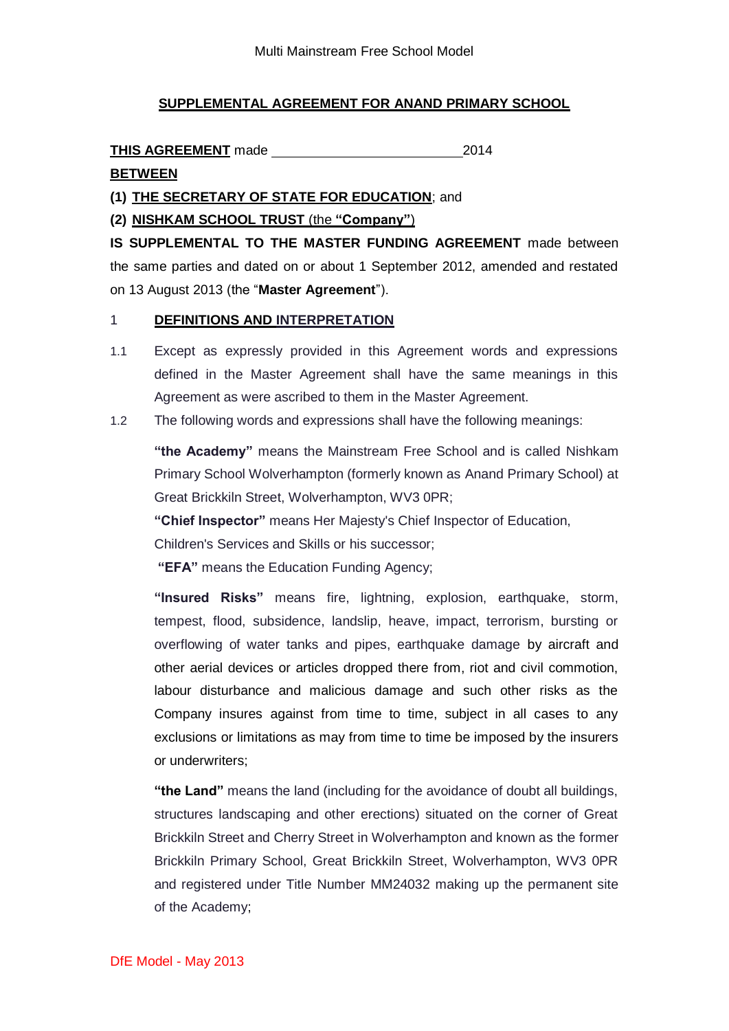## SUPPLEMENTAL AGREEMENT FOR ANAND PRIMARY SCHOOL

**THIS AGREEMENT** made \_\_\_\_\_\_\_\_\_\_\_\_\_\_\_\_\_\_\_\_\_\_\_\_\_ 2014

**BETWEEN**

**(1) THE SECRETARY OF STATE FOR EDUCATION**; and

**(2) NISHKAM SCHOOL TRUST** (the **"Company"**)

**IS SUPPLEMENTAL TO THE MASTER FUNDING AGREEMENT** made between the same parties and dated on or about 1 September 2012, amended and restated on 13 August 2013 (the "**Master Agreement**").

### 1 DEFINITIONS AND INTERPRETATION

1.1 Except as expressly provided in this Agreement words and expressions defined in the Master Agreement shall have the same meanings in this Agreement as were ascribed to them in the Master Agreement.

1.2 The following words and expressions shall have the following meanings:

**"the Academy"** means the Mainstream Free School and is called Nishkam Primary School Wolverhampton (formerly known as Anand Primary School) at Great Brickkiln Street, Wolverhampton, WV3 0PR;

**"Chief Inspector"** means Her Majesty's Chief Inspector of Education, Children's Services and Skills or his successor;

**"EFA"** means the Education Funding Agency;

**"Insured Risks"** means fire, lightning, explosion, earthquake, storm, tempest, flood, subsidence, landslip, heave, impact, terrorism, bursting or overflowing of water tanks and pipes, earthquake damage by aircraft and other aerial devices or articles dropped there from, riot and civil commotion, labour disturbance and malicious damage and such other risks as the Company insures against from time to time, subject in all cases to any exclusions or limitations as may from time to time be imposed by the insurers or underwriters;

**"the Land"** means the land (including for the avoidance of doubt all buildings, structures landscaping and other erections) situated on the corner of Great Brickkiln Street and Cherry Street in Wolverhampton and known as the former Brickkiln Primary School, Great Brickkiln Street, Wolverhampton, WV3 0PR and registered under Title Number MM24032 making up the permanent site of the Academy;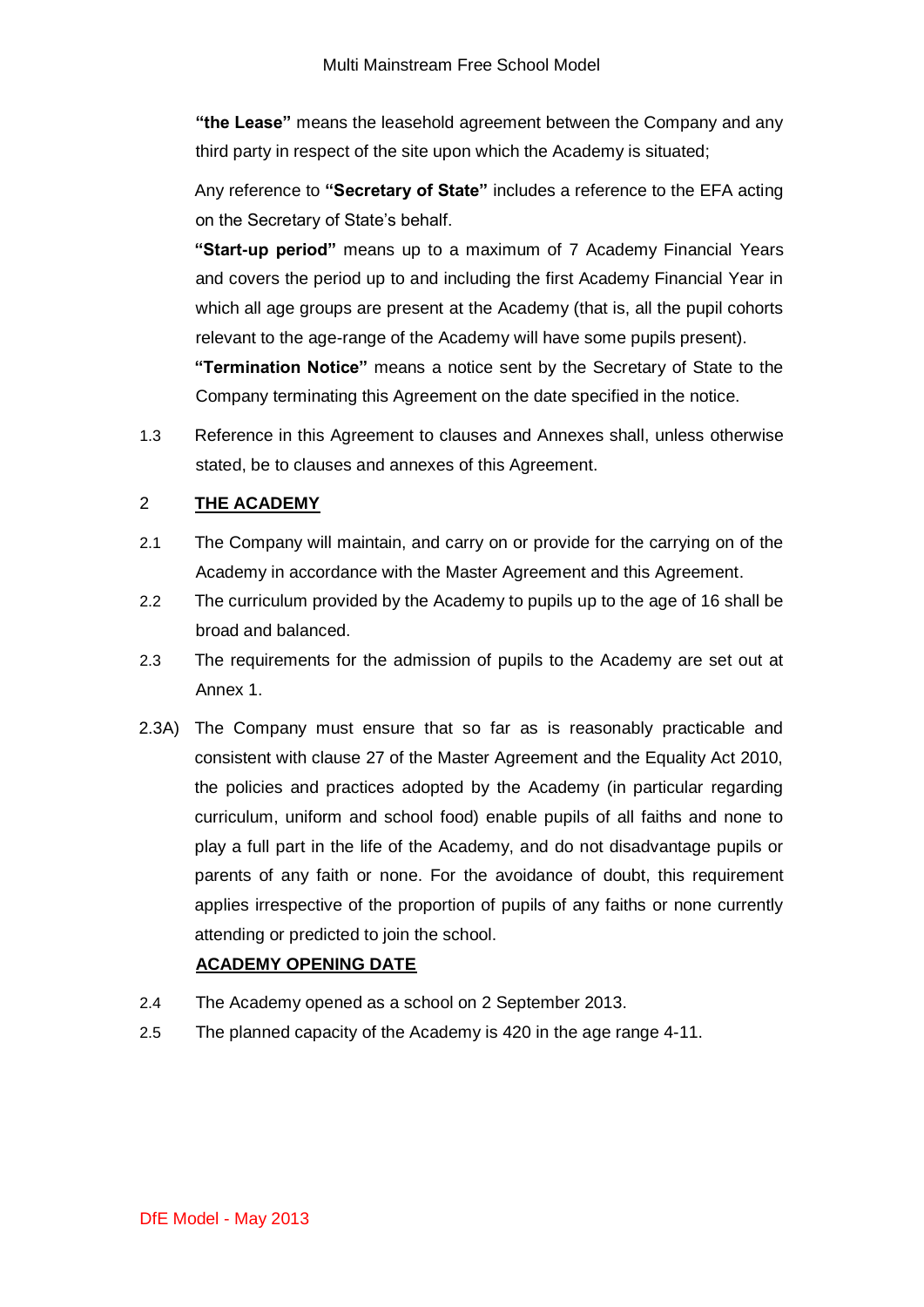**"the Lease"** means the leasehold agreement between the Company and any third party in respect of the site upon which the Academy is situated;

Any reference to **"Secretary of State"** includes a reference to the EFA acting on the Secretary of State's behalf.

**"Start-up period"** means up to a maximum of 7 Academy Financial Years and covers the period up to and including the first Academy Financial Year in which all age groups are present at the Academy (that is, all the pupil cohorts relevant to the age-range of the Academy will have some pupils present).

**"Termination Notice"** means a notice sent by the Secretary of State to the Company terminating this Agreement on the date specified in the notice.

1.3 Reference in this Agreement to clauses and Annexes shall, unless otherwise stated, be to clauses and annexes of this Agreement.

## 2 THE ACADEMY

2.1 The Company will maintain, and carry on or provide for the carrying on of the Academy in accordance with the Master Agreement and this Agreement.

2.2 The curriculum provided by the Academy to pupils up to the age of 16 shall be broad and balanced.

2.3 The requirements for the admission of pupils to the Academy are set out at Annex 1.

2.3A) The Company must ensure that so far as is reasonably practicable and consistent with clause 27 of the Master Agreement and the Equality Act 2010, the policies and practices adopted by the Academy (in particular regarding curriculum, uniform and school food) enable pupils of all faiths and none to play a full part in the life of the Academy, and do not disadvantage pupils or parents of any faith or none. For the avoidance of doubt, this requirement applies irrespective of the proportion of pupils of any faiths or none currently attending or predicted to join the school.

### ACADEMY OPENING DATE

2.4 The Academy opened as a school on 2 September 2013.

2.5 The planned capacity of the Academy is 420 in the age range 4-11.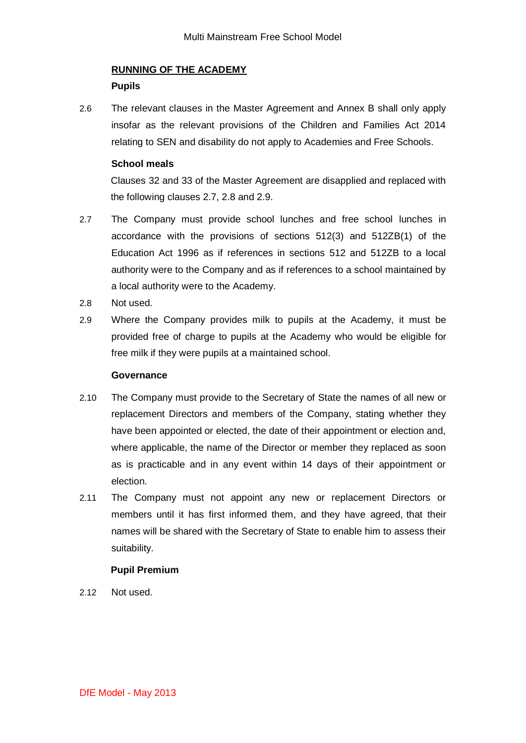## RUNNING OF THE ACADEMY

### Pupils

2.6 The relevant clauses in the Master Agreement and Annex B shall only apply insofar as the relevant provisions of the Children and Families Act 2014 relating to SEN and disability do not apply to Academies and Free Schools.

### School meals

Clauses 32 and 33 of the Master Agreement are disapplied and replaced with the following clauses 2.7, 2.8 and 2.9.

2.7 The Company must provide school lunches and free school lunches in accordance with the provisions of sections 512(3) and 512ZB(1) of the Education Act 1996 as if references in sections 512 and 512ZB to a local authority were to the Company and as if references to a school maintained by a local authority were to the Academy.

2.8 Not used.

2.9 Where the Company provides milk to pupils at the Academy, it must be provided free of charge to pupils at the Academy who would be eligible for free milk if they were pupils at a maintained school.

### Governance

2.10 The Company must provide to the Secretary of State the names of all new or replacement Directors and members of the Company, stating whether they have been appointed or elected, the date of their appointment or election and, where applicable, the name of the Director or member they replaced as soon as is practicable and in any event within 14 days of their appointment or election.

2.11 The Company must not appoint any new or replacement Directors or members until it has first informed them, and they have agreed, that their names will be shared with the Secretary of State to enable him to assess their suitability.

### Pupil Premium

2.12 Not used.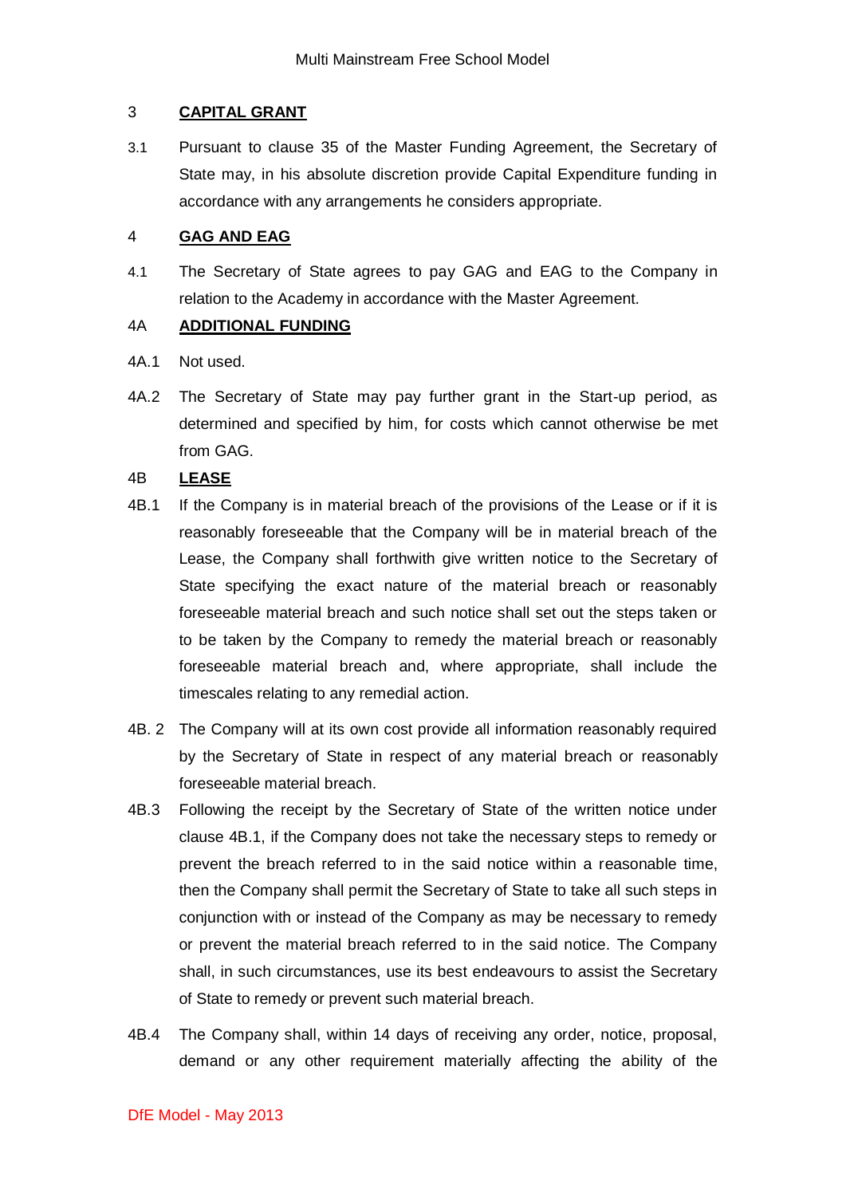## 3 **CAPITAL GRANT**

3.1 Pursuant to clause 35 of the Master Funding Agreement, the Secretary of State may, in his absolute discretion provide Capital Expenditure funding in accordance with any arrangements he considers appropriate.

## 4 **GAG AND EAG**

4.1 The Secretary of State agrees to pay GAG and EAG to the Company in relation to the Academy in accordance with the Master Agreement.

## 4A **ADDITIONAL FUNDING**

4A.1 Not used.

4A.2 The Secretary of State may pay further grant in the Start-up period, as determined and specified by him, for costs which cannot otherwise be met from GAG.

## 4B **LEASE**

4B.1 If the Company is in material breach of the provisions of the Lease or if it is reasonably foreseeable that the Company will be in material breach of the Lease, the Company shall forthwith give written notice to the Secretary of State specifying the exact nature of the material breach or reasonably foreseeable material breach and such notice shall set out the steps taken or to be taken by the Company to remedy the material breach or reasonably foreseeable material breach and, where appropriate, shall include the timescales relating to any remedial action.

4B. 2 The Company will at its own cost provide all information reasonably required by the Secretary of State in respect of any material breach or reasonably foreseeable material breach.

4B.3 Following the receipt by the Secretary of State of the written notice under clause 4B.1, if the Company does not take the necessary steps to remedy or prevent the breach referred to in the said notice within a reasonable time, then the Company shall permit the Secretary of State to take all such steps in conjunction with or instead of the Company as may be necessary to remedy or prevent the material breach referred to in the said notice. The Company shall, in such circumstances, use its best endeavours to assist the Secretary of State to remedy or prevent such material breach.

4B.4 The Company shall, within 14 days of receiving any order, notice, proposal, demand or any other requirement materially affecting the ability of the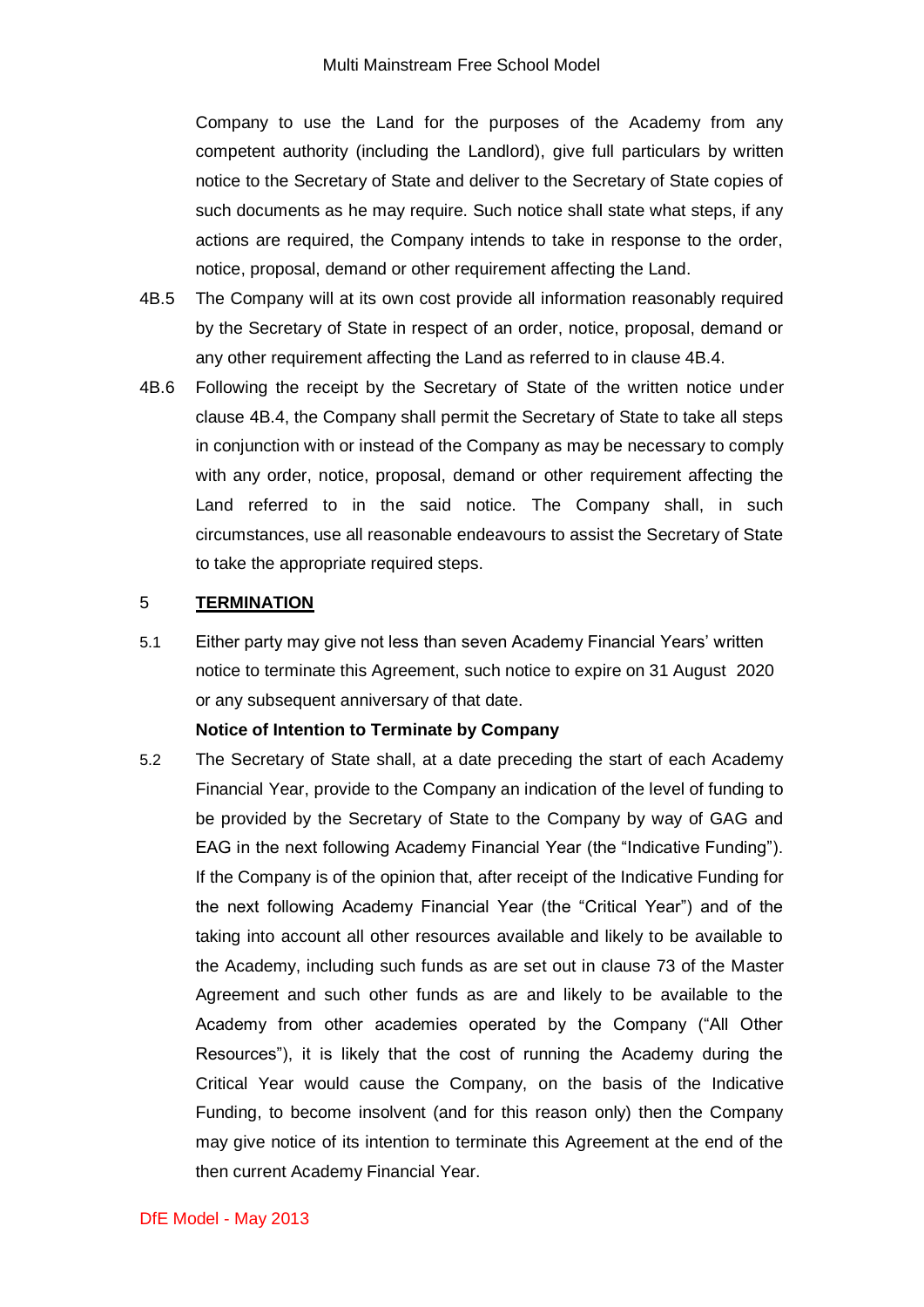Company to use the Land for the purposes of the Academy from any competent authority (including the Landlord), give full particulars by written notice to the Secretary of State and deliver to the Secretary of State copies of such documents as he may require. Such notice shall state what steps, if any actions are required, the Company intends to take in response to the order, notice, proposal, demand or other requirement affecting the Land.

4B.5 The Company will at its own cost provide all information reasonably required by the Secretary of State in respect of an order, notice, proposal, demand or any other requirement affecting the Land as referred to in clause 4B.4.

4B.6 Following the receipt by the Secretary of State of the written notice under clause 4B.4, the Company shall permit the Secretary of State to take all steps in conjunction with or instead of the Company as may be necessary to comply with any order, notice, proposal, demand or other requirement affecting the Land referred to in the said notice. The Company shall, in such circumstances, use all reasonable endeavours to assist the Secretary of State to take the appropriate required steps.

## 5 <u>TERMINATION</u>

5.1 Either party may give not less than seven Academy Financial Years' written notice to terminate this Agreement, such notice to expire on 31 August 2020 or any subsequent anniversary of that date.

**Notice of Intention to Terminate by Company**

5.2 The Secretary of State shall, at a date preceding the start of each Academy Financial Year, provide to the Company an indication of the level of funding to be provided by the Secretary of State to the Company by way of GAG and EAG in the next following Academy Financial Year (the "Indicative Funding"). If the Company is of the opinion that, after receipt of the Indicative Funding for the next following Academy Financial Year (the "Critical Year") and of the taking into account all other resources available and likely to be available to the Academy, including such funds as are set out in clause 73 of the Master Agreement and such other funds as are and likely to be available to the Academy from other academies operated by the Company ("All Other Resources"), it is likely that the cost of running the Academy during the Critical Year would cause the Company, on the basis of the Indicative Funding, to become insolvent (and for this reason only) then the Company may give notice of its intention to terminate this Agreement at the end of the then current Academy Financial Year.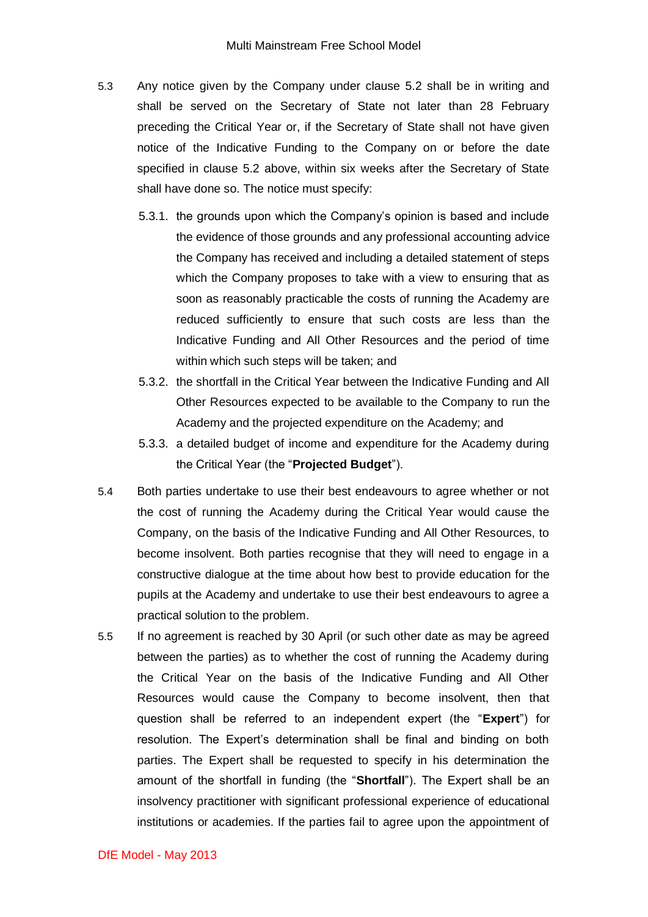5.3 Any notice given by the Company under clause 5.2 shall be in writing and shall be served on the Secretary of State not later than 28 February preceding the Critical Year or, if the Secretary of State shall not have given notice of the Indicative Funding to the Company on or before the date specified in clause 5.2 above, within six weeks after the Secretary of State shall have done so. The notice must specify:

5.3.1. the grounds upon which the Company's opinion is based and include the evidence of those grounds and any professional accounting advice the Company has received and including a detailed statement of steps which the Company proposes to take with a view to ensuring that as soon as reasonably practicable the costs of running the Academy are reduced sufficiently to ensure that such costs are less than the Indicative Funding and All Other Resources and the period of time within which such steps will be taken; and

5.3.2. the shortfall in the Critical Year between the Indicative Funding and All Other Resources expected to be available to the Company to run the Academy and the projected expenditure on the Academy; and

5.3.3. a detailed budget of income and expenditure for the Academy during the Critical Year (the "**Projected Budget**").

5.4 Both parties undertake to use their best endeavours to agree whether or not the cost of running the Academy during the Critical Year would cause the Company, on the basis of the Indicative Funding and All Other Resources, to become insolvent. Both parties recognise that they will need to engage in a constructive dialogue at the time about how best to provide education for the pupils at the Academy and undertake to use their best endeavours to agree a practical solution to the problem.

5.5 If no agreement is reached by 30 April (or such other date as may be agreed between the parties) as to whether the cost of running the Academy during the Critical Year on the basis of the Indicative Funding and All Other Resources would cause the Company to become insolvent, then that question shall be referred to an independent expert (the "**Expert**") for resolution. The Expert's determination shall be final and binding on both parties. The Expert shall be requested to specify in his determination the amount of the shortfall in funding (the "**Shortfall**"). The Expert shall be an insolvency practitioner with significant professional experience of educational institutions or academies. If the parties fail to agree upon the appointment of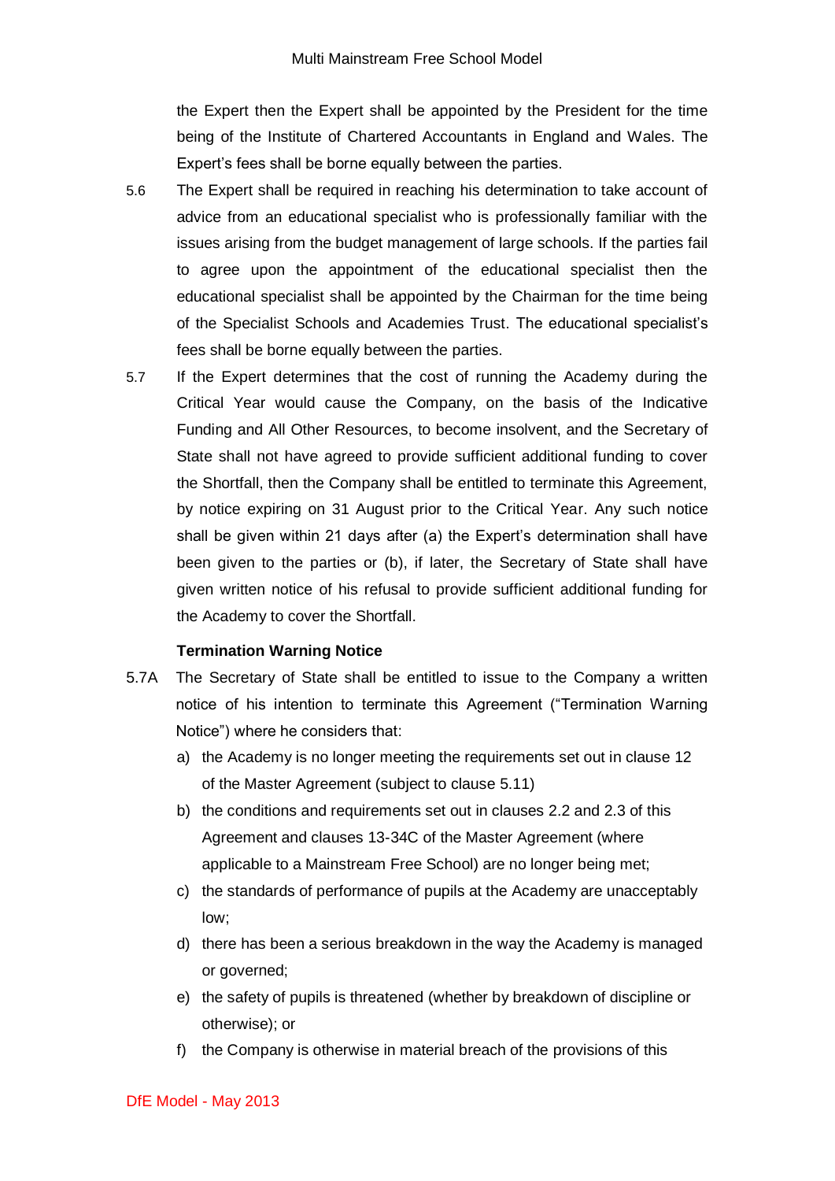the Expert then the Expert shall be appointed by the President for the time being of the Institute of Chartered Accountants in England and Wales. The Expert's fees shall be borne equally between the parties.

5.6 The Expert shall be required in reaching his determination to take account of advice from an educational specialist who is professionally familiar with the issues arising from the budget management of large schools. If the parties fail to agree upon the appointment of the educational specialist then the educational specialist shall be appointed by the Chairman for the time being of the Specialist Schools and Academies Trust. The educational specialist's fees shall be borne equally between the parties.

5.7 If the Expert determines that the cost of running the Academy during the Critical Year would cause the Company, on the basis of the Indicative Funding and All Other Resources, to become insolvent, and the Secretary of State shall not have agreed to provide sufficient additional funding to cover the Shortfall, then the Company shall be entitled to terminate this Agreement, by notice expiring on 31 August prior to the Critical Year. Any such notice shall be given within 21 days after (a) the Expert's determination shall have been given to the parties or (b), if later, the Secretary of State shall have given written notice of his refusal to provide sufficient additional funding for the Academy to cover the Shortfall.

**Termination Warning Notice**

5.7A The Secretary of State shall be entitled to issue to the Company a written notice of his intention to terminate this Agreement ("Termination Warning Notice") where he considers that:

a) the Academy is no longer meeting the requirements set out in clause 12 of the Master Agreement (subject to clause 5.11)

b) the conditions and requirements set out in clauses 2.2 and 2.3 of this Agreement and clauses 13-34C of the Master Agreement (where applicable to a Mainstream Free School) are no longer being met;

c) the standards of performance of pupils at the Academy are unacceptably low;

d) there has been a serious breakdown in the way the Academy is managed or governed;

e) the safety of pupils is threatened (whether by breakdown of discipline or otherwise); or

f) the Company is otherwise in material breach of the provisions of this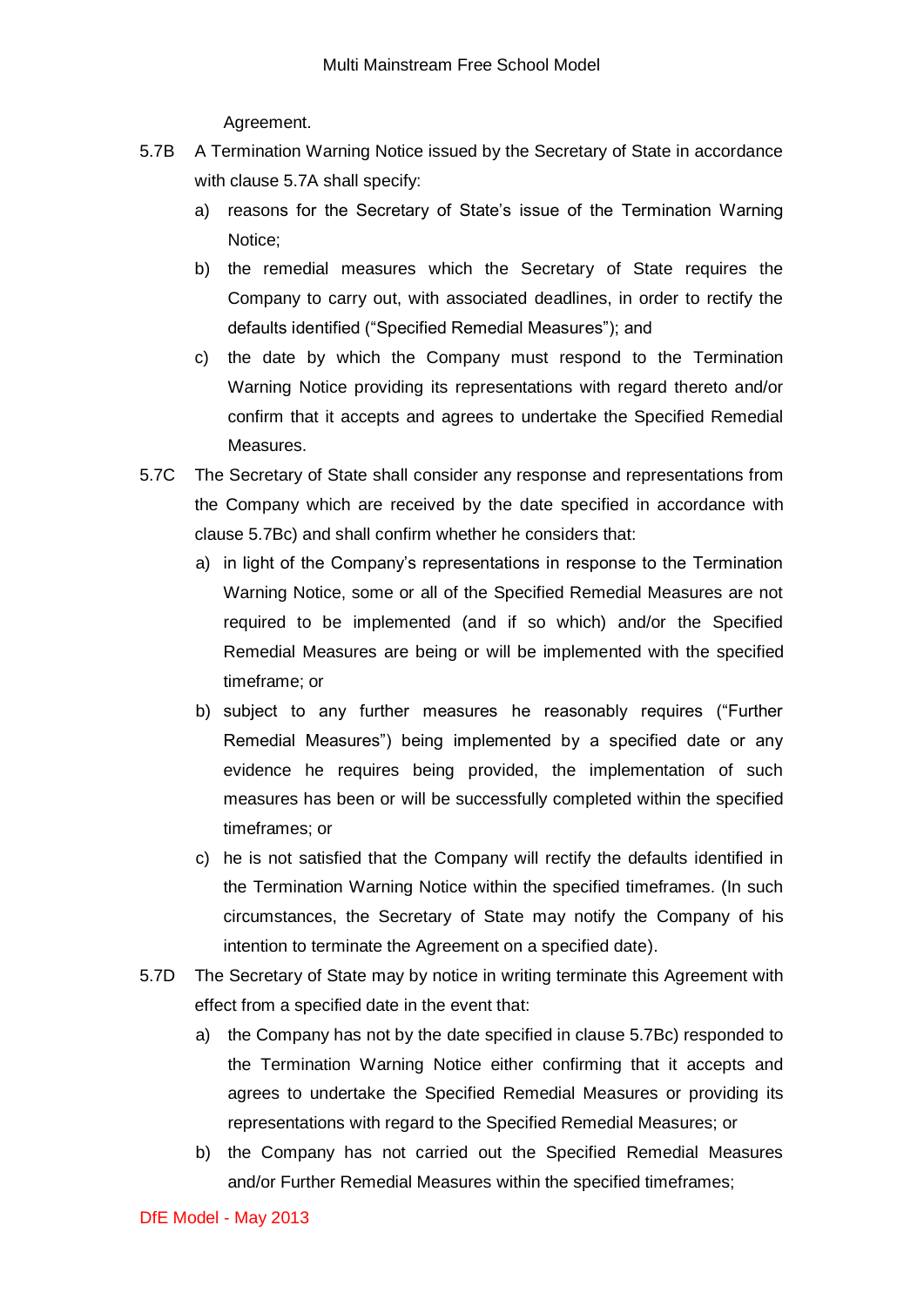Agreement.

5.7B A Termination Warning Notice issued by the Secretary of State in accordance with clause 5.7A shall specify:

a) reasons for the Secretary of State's issue of the Termination Warning Notice;

b) the remedial measures which the Secretary of State requires the Company to carry out, with associated deadlines, in order to rectify the defaults identified ("Specified Remedial Measures"); and

c) the date by which the Company must respond to the Termination Warning Notice providing its representations with regard thereto and/or confirm that it accepts and agrees to undertake the Specified Remedial Measures.

5.7C The Secretary of State shall consider any response and representations from the Company which are received by the date specified in accordance with clause 5.7Bc) and shall confirm whether he considers that:

a) in light of the Company's representations in response to the Termination Warning Notice, some or all of the Specified Remedial Measures are not required to be implemented (and if so which) and/or the Specified Remedial Measures are being or will be implemented with the specified timeframe; or

b) subject to any further measures he reasonably requires ("Further Remedial Measures") being implemented by a specified date or any evidence he requires being provided, the implementation of such measures has been or will be successfully completed within the specified timeframes; or

c) he is not satisfied that the Company will rectify the defaults identified in the Termination Warning Notice within the specified timeframes. (In such circumstances, the Secretary of State may notify the Company of his intention to terminate the Agreement on a specified date).

5.7D The Secretary of State may by notice in writing terminate this Agreement with effect from a specified date in the event that:

a) the Company has not by the date specified in clause 5.7Bc) responded to the Termination Warning Notice either confirming that it accepts and agrees to undertake the Specified Remedial Measures or providing its representations with regard to the Specified Remedial Measures; or

b) the Company has not carried out the Specified Remedial Measures and/or Further Remedial Measures within the specified timeframes;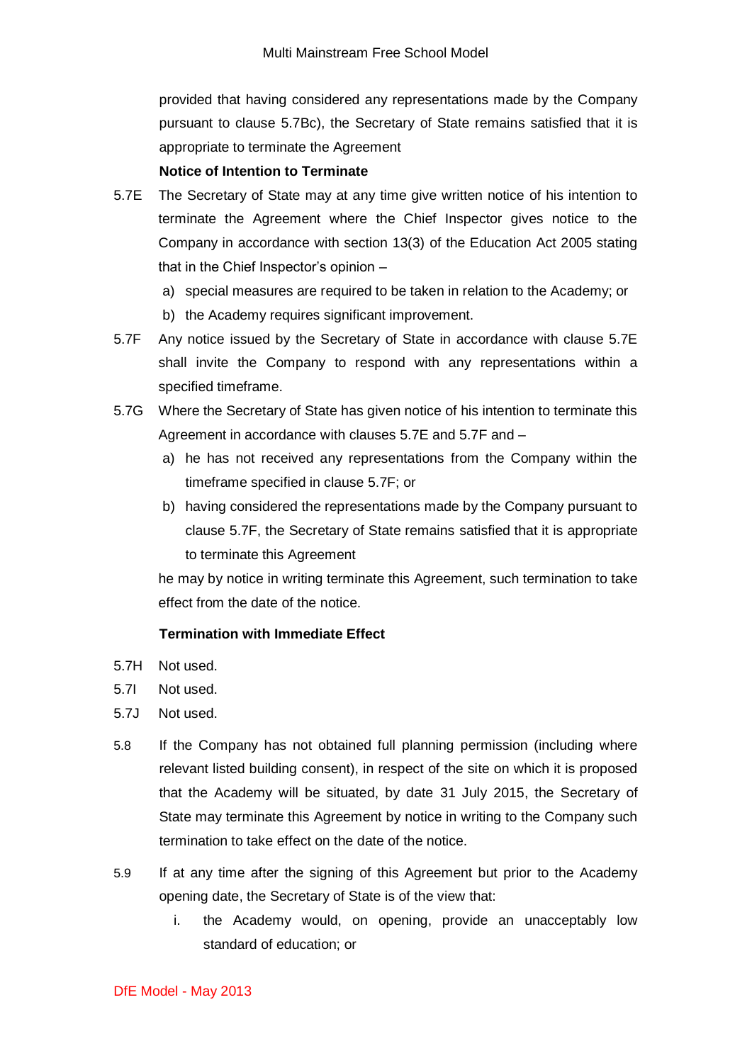provided that having considered any representations made by the Company pursuant to clause 5.7Bc), the Secretary of State remains satisfied that it is appropriate to terminate the Agreement

**Notice of Intention to Terminate**

5.7E The Secretary of State may at any time give written notice of his intention to terminate the Agreement where the Chief Inspector gives notice to the Company in accordance with section 13(3) of the Education Act 2005 stating that in the Chief Inspector's opinion –

a) special measures are required to be taken in relation to the Academy; or

b) the Academy requires significant improvement.

5.7F Any notice issued by the Secretary of State in accordance with clause 5.7E shall invite the Company to respond with any representations within a specified timeframe.

5.7G Where the Secretary of State has given notice of his intention to terminate this Agreement in accordance with clauses 5.7E and 5.7F and –

a) he has not received any representations from the Company within the timeframe specified in clause 5.7F; or

b) having considered the representations made by the Company pursuant to clause 5.7F, the Secretary of State remains satisfied that it is appropriate to terminate this Agreement

he may by notice in writing terminate this Agreement, such termination to take effect from the date of the notice.

**Termination with Immediate Effect**

5.7H Not used.

5.7I Not used.

5.7J Not used.

5.8 If the Company has not obtained full planning permission (including where relevant listed building consent), in respect of the site on which it is proposed that the Academy will be situated, by date 31 July 2015, the Secretary of State may terminate this Agreement by notice in writing to the Company such termination to take effect on the date of the notice.

5.9 If at any time after the signing of this Agreement but prior to the Academy opening date, the Secretary of State is of the view that:

i. the Academy would, on opening, provide an unacceptably low standard of education; or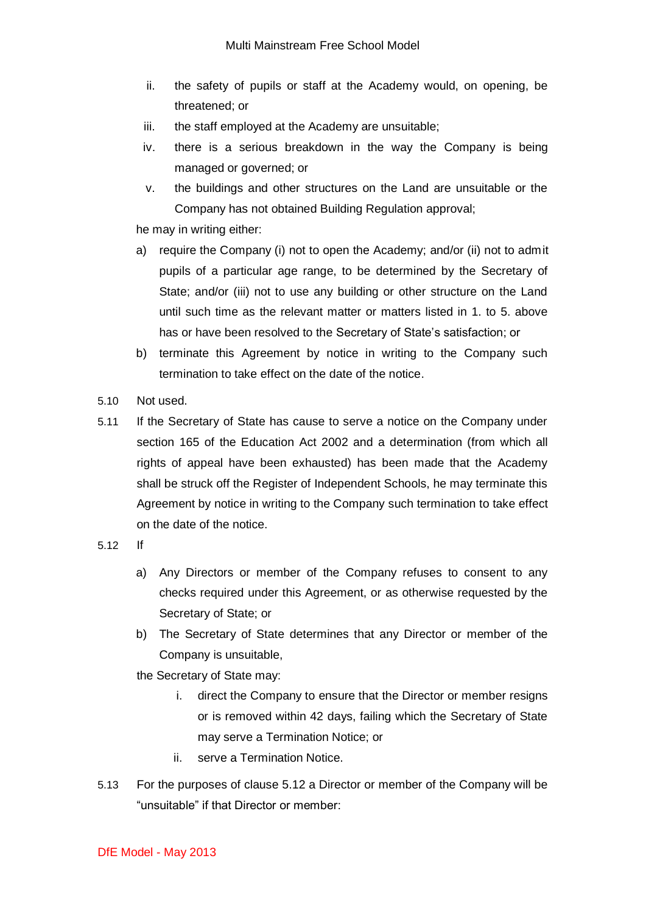ii. the safety of pupils or staff at the Academy would, on opening, be threatened; or

iii. the staff employed at the Academy are unsuitable;

iv. there is a serious breakdown in the way the Company is being managed or governed; or

v. the buildings and other structures on the Land are unsuitable or the Company has not obtained Building Regulation approval;

he may in writing either:

a) require the Company (i) not to open the Academy; and/or (ii) not to admit pupils of a particular age range, to be determined by the Secretary of State; and/or (iii) not to use any building or other structure on the Land until such time as the relevant matter or matters listed in 1. to 5. above has or have been resolved to the Secretary of State's satisfaction; or

b) terminate this Agreement by notice in writing to the Company such termination to take effect on the date of the notice.

5.10 Not used.

5.11 If the Secretary of State has cause to serve a notice on the Company under section 165 of the Education Act 2002 and a determination (from which all rights of appeal have been exhausted) has been made that the Academy shall be struck off the Register of Independent Schools, he may terminate this Agreement by notice in writing to the Company such termination to take effect on the date of the notice.

5.12 If

a) Any Directors or member of the Company refuses to consent to any checks required under this Agreement, or as otherwise requested by the Secretary of State; or

b) The Secretary of State determines that any Director or member of the Company is unsuitable,

the Secretary of State may:

i. direct the Company to ensure that the Director or member resigns or is removed within 42 days, failing which the Secretary of State may serve a Termination Notice; or

ii. serve a Termination Notice.

5.13 For the purposes of clause 5.12 a Director or member of the Company will be "unsuitable" if that Director or member: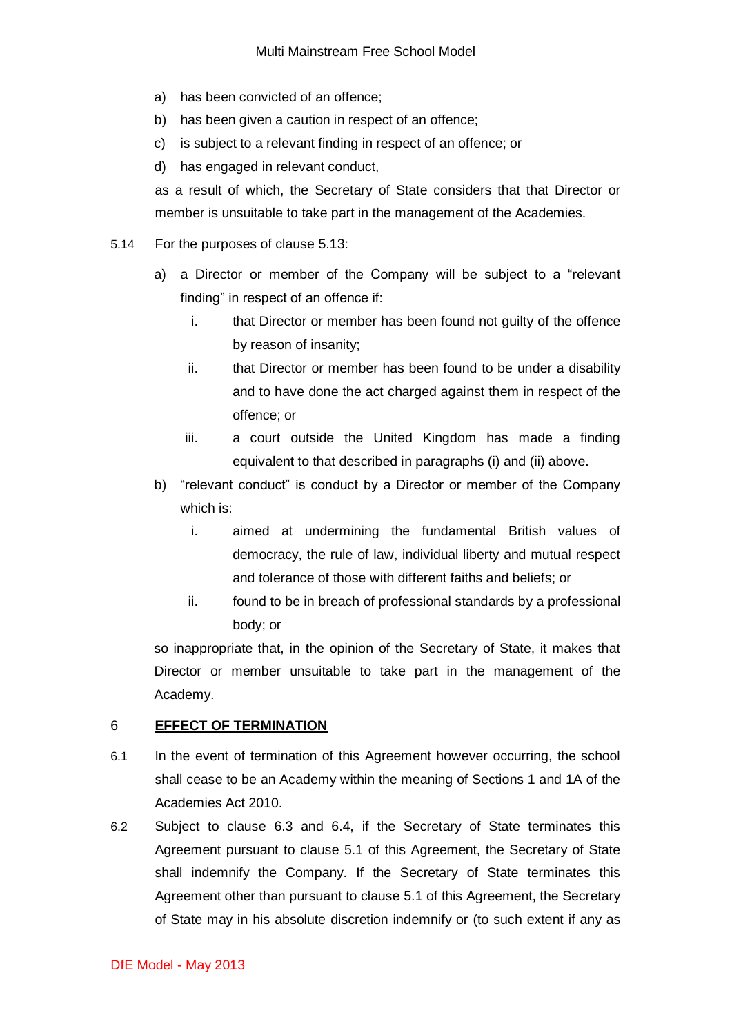a) has been convicted of an offence;

b) has been given a caution in respect of an offence;

c) is subject to a relevant finding in respect of an offence; or

d) has engaged in relevant conduct,

as a result of which, the Secretary of State considers that that Director or member is unsuitable to take part in the management of the Academies.

5.14 For the purposes of clause 5.13:

a) a Director or member of the Company will be subject to a "relevant finding" in respect of an offence if:

   i. that Director or member has been found not guilty of the offence by reason of insanity;

   ii. that Director or member has been found to be under a disability and to have done the act charged against them in respect of the offence; or

   iii. a court outside the United Kingdom has made a finding equivalent to that described in paragraphs (i) and (ii) above.

b) "relevant conduct" is conduct by a Director or member of the Company which is:

   i. aimed at undermining the fundamental British values of democracy, the rule of law, individual liberty and mutual respect and tolerance of those with different faiths and beliefs; or

   ii. found to be in breach of professional standards by a professional body; or

so inappropriate that, in the opinion of the Secretary of State, it makes that Director or member unsuitable to take part in the management of the Academy.

## 6 EFFECT OF TERMINATION

6.1 In the event of termination of this Agreement however occurring, the school shall cease to be an Academy within the meaning of Sections 1 and 1A of the Academies Act 2010.

6.2 Subject to clause 6.3 and 6.4, if the Secretary of State terminates this Agreement pursuant to clause 5.1 of this Agreement, the Secretary of State shall indemnify the Company. If the Secretary of State terminates this Agreement other than pursuant to clause 5.1 of this Agreement, the Secretary of State may in his absolute discretion indemnify or (to such extent if any as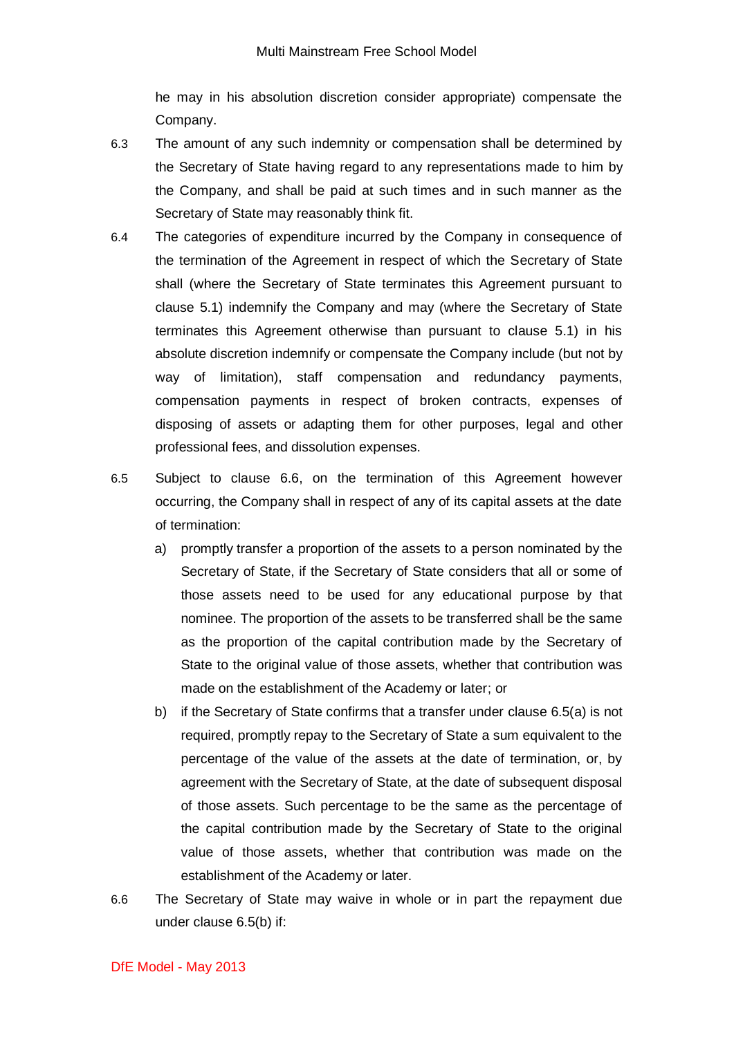he may in his absolution discretion consider appropriate) compensate the Company.

6.3 The amount of any such indemnity or compensation shall be determined by the Secretary of State having regard to any representations made to him by the Company, and shall be paid at such times and in such manner as the Secretary of State may reasonably think fit.

6.4 The categories of expenditure incurred by the Company in consequence of the termination of the Agreement in respect of which the Secretary of State shall (where the Secretary of State terminates this Agreement pursuant to clause 5.1) indemnify the Company and may (where the Secretary of State terminates this Agreement otherwise than pursuant to clause 5.1) in his absolute discretion indemnify or compensate the Company include (but not by way of limitation), staff compensation and redundancy payments, compensation payments in respect of broken contracts, expenses of disposing of assets or adapting them for other purposes, legal and other professional fees, and dissolution expenses.

6.5 Subject to clause 6.6, on the termination of this Agreement however occurring, the Company shall in respect of any of its capital assets at the date of termination:

a) promptly transfer a proportion of the assets to a person nominated by the Secretary of State, if the Secretary of State considers that all or some of those assets need to be used for any educational purpose by that nominee. The proportion of the assets to be transferred shall be the same as the proportion of the capital contribution made by the Secretary of State to the original value of those assets, whether that contribution was made on the establishment of the Academy or later; or

b) if the Secretary of State confirms that a transfer under clause 6.5(a) is not required, promptly repay to the Secretary of State a sum equivalent to the percentage of the value of the assets at the date of termination, or, by agreement with the Secretary of State, at the date of subsequent disposal of those assets. Such percentage to be the same as the percentage of the capital contribution made by the Secretary of State to the original value of those assets, whether that contribution was made on the establishment of the Academy or later.

6.6 The Secretary of State may waive in whole or in part the repayment due under clause 6.5(b) if: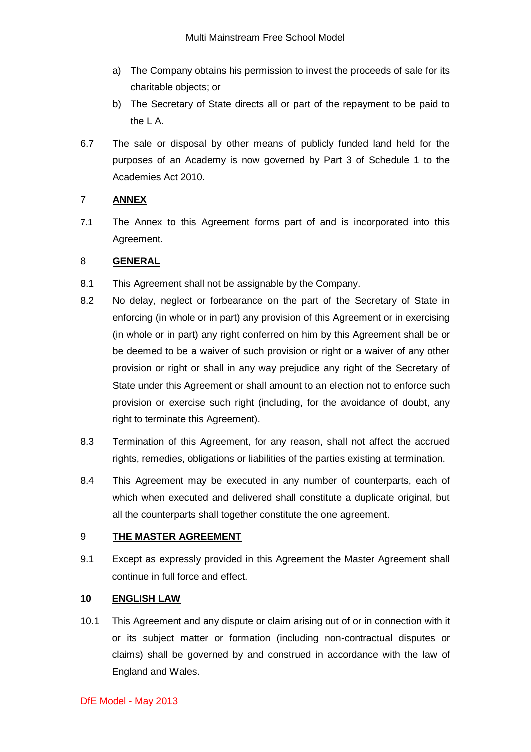a) The Company obtains his permission to invest the proceeds of sale for its charitable objects; or

b) The Secretary of State directs all or part of the repayment to be paid to the L A.

6.7 The sale or disposal by other means of publicly funded land held for the purposes of an Academy is now governed by Part 3 of Schedule 1 to the Academies Act 2010.

## 7 ANNEX

7.1 The Annex to this Agreement forms part of and is incorporated into this Agreement.

## 8 GENERAL

8.1 This Agreement shall not be assignable by the Company.

8.2 No delay, neglect or forbearance on the part of the Secretary of State in enforcing (in whole or in part) any provision of this Agreement or in exercising (in whole or in part) any right conferred on him by this Agreement shall be or be deemed to be a waiver of such provision or right or a waiver of any other provision or right or shall in any way prejudice any right of the Secretary of State under this Agreement or shall amount to an election not to enforce such provision or exercise such right (including, for the avoidance of doubt, any right to terminate this Agreement).

8.3 Termination of this Agreement, for any reason, shall not affect the accrued rights, remedies, obligations or liabilities of the parties existing at termination.

8.4 This Agreement may be executed in any number of counterparts, each of which when executed and delivered shall constitute a duplicate original, but all the counterparts shall together constitute the one agreement.

## 9 THE MASTER AGREEMENT

9.1 Except as expressly provided in this Agreement the Master Agreement shall continue in full force and effect.

## 10 ENGLISH LAW

10.1 This Agreement and any dispute or claim arising out of or in connection with it or its subject matter or formation (including non-contractual disputes or claims) shall be governed by and construed in accordance with the law of England and Wales.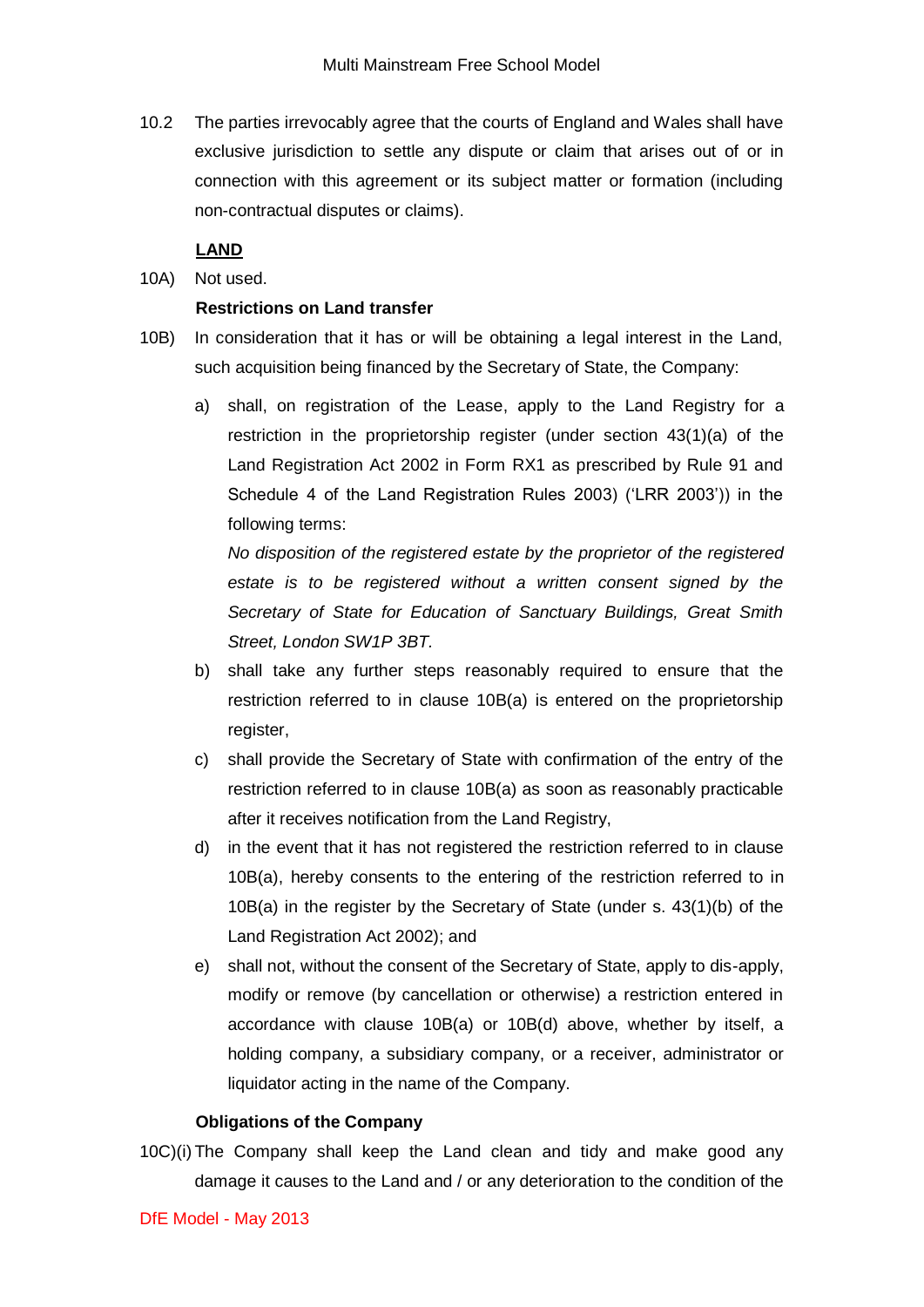10.2 The parties irrevocably agree that the courts of England and Wales shall have exclusive jurisdiction to settle any dispute or claim that arises out of or in connection with this agreement or its subject matter or formation (including non-contractual disputes or claims).

**<u>LAND</u>**

10A) Not used.

**Restrictions on Land transfer**

10B) In consideration that it has or will be obtaining a legal interest in the Land, such acquisition being financed by the Secretary of State, the Company:

a) shall, on registration of the Lease, apply to the Land Registry for a restriction in the proprietorship register (under section 43(1)(a) of the Land Registration Act 2002 in Form RX1 as prescribed by Rule 91 and Schedule 4 of the Land Registration Rules 2003) ('LRR 2003')) in the following terms:

   *No disposition of the registered estate by the proprietor of the registered estate is to be registered without a written consent signed by the Secretary of State for Education of Sanctuary Buildings, Great Smith Street, London SW1P 3BT.*

b) shall take any further steps reasonably required to ensure that the restriction referred to in clause 10B(a) is entered on the proprietorship register,

c) shall provide the Secretary of State with confirmation of the entry of the restriction referred to in clause 10B(a) as soon as reasonably practicable after it receives notification from the Land Registry,

d) in the event that it has not registered the restriction referred to in clause 10B(a), hereby consents to the entering of the restriction referred to in 10B(a) in the register by the Secretary of State (under s. 43(1)(b) of the Land Registration Act 2002); and

e) shall not, without the consent of the Secretary of State, apply to dis-apply, modify or remove (by cancellation or otherwise) a restriction entered in accordance with clause 10B(a) or 10B(d) above, whether by itself, a holding company, a subsidiary company, or a receiver, administrator or liquidator acting in the name of the Company.

**Obligations of the Company**

10C)(i) The Company shall keep the Land clean and tidy and make good any damage it causes to the Land and / or any deterioration to the condition of the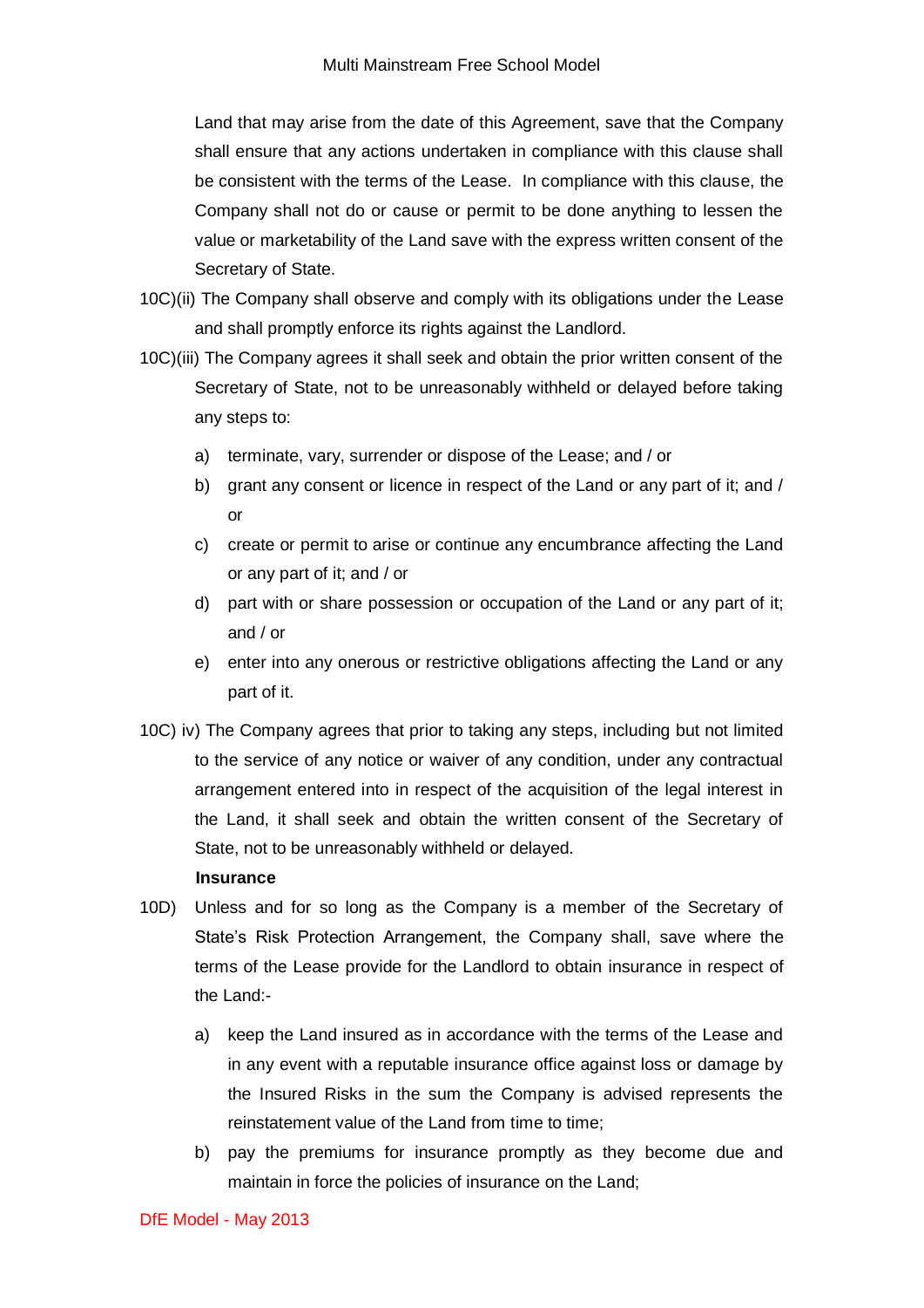Land that may arise from the date of this Agreement, save that the Company shall ensure that any actions undertaken in compliance with this clause shall be consistent with the terms of the Lease. In compliance with this clause, the Company shall not do or cause or permit to be done anything to lessen the value or marketability of the Land save with the express written consent of the Secretary of State.

10C)(ii) The Company shall observe and comply with its obligations under the Lease and shall promptly enforce its rights against the Landlord.

10C)(iii) The Company agrees it shall seek and obtain the prior written consent of the Secretary of State, not to be unreasonably withheld or delayed before taking any steps to:

a) terminate, vary, surrender or dispose of the Lease; and / or

b) grant any consent or licence in respect of the Land or any part of it; and / or

c) create or permit to arise or continue any encumbrance affecting the Land or any part of it; and / or

d) part with or share possession or occupation of the Land or any part of it; and / or

e) enter into any onerous or restrictive obligations affecting the Land or any part of it.

10C) iv) The Company agrees that prior to taking any steps, including but not limited to the service of any notice or waiver of any condition, under any contractual arrangement entered into in respect of the acquisition of the legal interest in the Land, it shall seek and obtain the written consent of the Secretary of State, not to be unreasonably withheld or delayed.

**Insurance**

10D) Unless and for so long as the Company is a member of the Secretary of State's Risk Protection Arrangement, the Company shall, save where the terms of the Lease provide for the Landlord to obtain insurance in respect of the Land:-

a) keep the Land insured as in accordance with the terms of the Lease and in any event with a reputable insurance office against loss or damage by the Insured Risks in the sum the Company is advised represents the reinstatement value of the Land from time to time;

b) pay the premiums for insurance promptly as they become due and maintain in force the policies of insurance on the Land;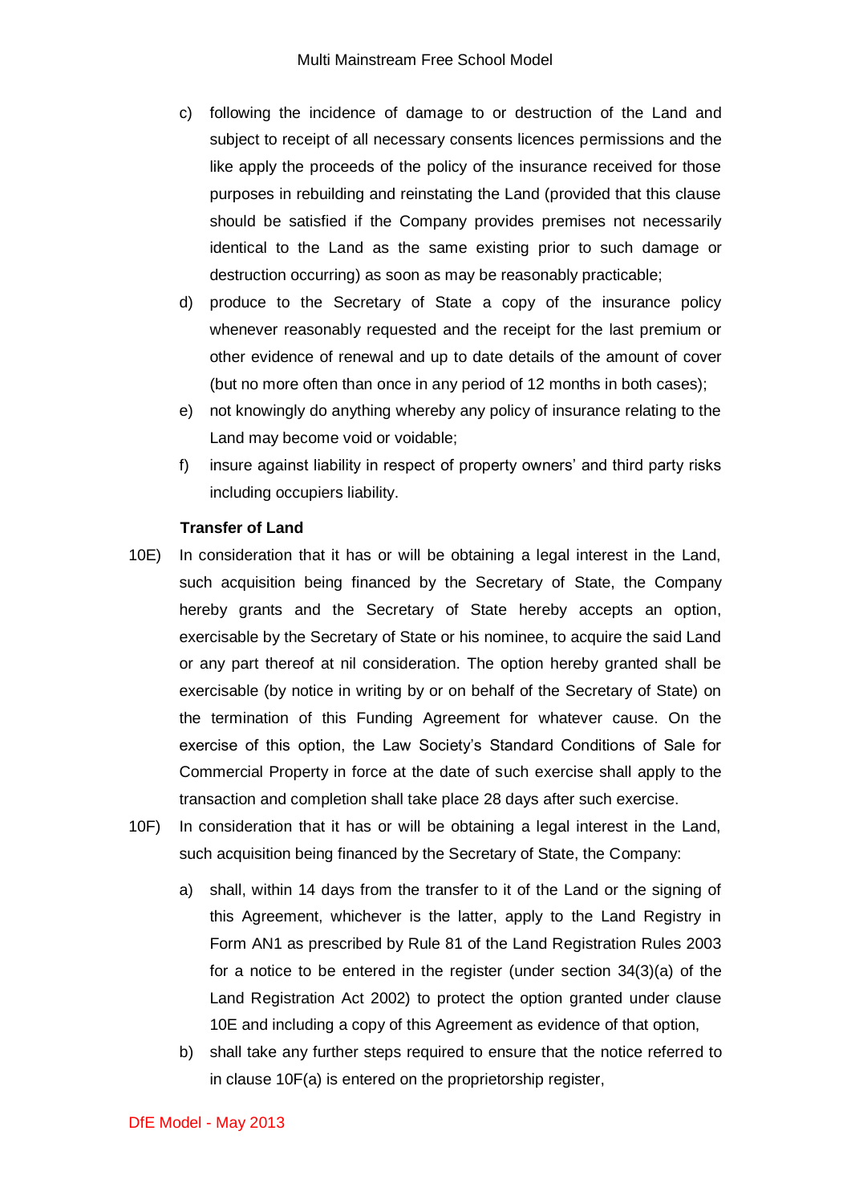c) following the incidence of damage to or destruction of the Land and subject to receipt of all necessary consents licences permissions and the like apply the proceeds of the policy of the insurance received for those purposes in rebuilding and reinstating the Land (provided that this clause should be satisfied if the Company provides premises not necessarily identical to the Land as the same existing prior to such damage or destruction occurring) as soon as may be reasonably practicable;

d) produce to the Secretary of State a copy of the insurance policy whenever reasonably requested and the receipt for the last premium or other evidence of renewal and up to date details of the amount of cover (but no more often than once in any period of 12 months in both cases);

e) not knowingly do anything whereby any policy of insurance relating to the Land may become void or voidable;

f) insure against liability in respect of property owners' and third party risks including occupiers liability.

**Transfer of Land**

10E) In consideration that it has or will be obtaining a legal interest in the Land, such acquisition being financed by the Secretary of State, the Company hereby grants and the Secretary of State hereby accepts an option, exercisable by the Secretary of State or his nominee, to acquire the said Land or any part thereof at nil consideration. The option hereby granted shall be exercisable (by notice in writing by or on behalf of the Secretary of State) on the termination of this Funding Agreement for whatever cause. On the exercise of this option, the Law Society's Standard Conditions of Sale for Commercial Property in force at the date of such exercise shall apply to the transaction and completion shall take place 28 days after such exercise.

10F) In consideration that it has or will be obtaining a legal interest in the Land, such acquisition being financed by the Secretary of State, the Company:

a) shall, within 14 days from the transfer to it of the Land or the signing of this Agreement, whichever is the latter, apply to the Land Registry in Form AN1 as prescribed by Rule 81 of the Land Registration Rules 2003 for a notice to be entered in the register (under section 34(3)(a) of the Land Registration Act 2002) to protect the option granted under clause 10E and including a copy of this Agreement as evidence of that option,

b) shall take any further steps required to ensure that the notice referred to in clause 10F(a) is entered on the proprietorship register,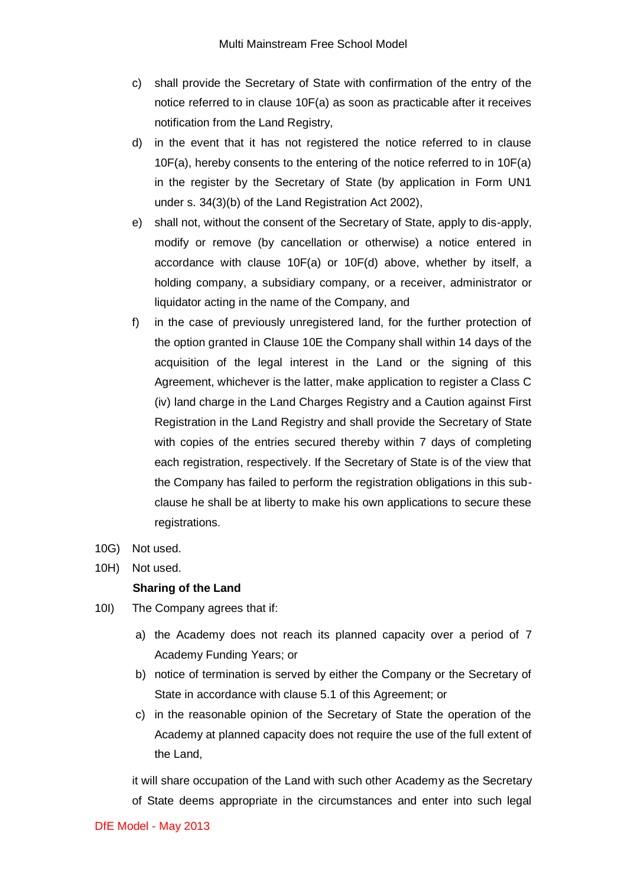c) shall provide the Secretary of State with confirmation of the entry of the notice referred to in clause 10F(a) as soon as practicable after it receives notification from the Land Registry,

d) in the event that it has not registered the notice referred to in clause 10F(a), hereby consents to the entering of the notice referred to in 10F(a) in the register by the Secretary of State (by application in Form UN1 under s. 34(3)(b) of the Land Registration Act 2002),

e) shall not, without the consent of the Secretary of State, apply to dis-apply, modify or remove (by cancellation or otherwise) a notice entered in accordance with clause 10F(a) or 10F(d) above, whether by itself, a holding company, a subsidiary company, or a receiver, administrator or liquidator acting in the name of the Company, and

f) in the case of previously unregistered land, for the further protection of the option granted in Clause 10E the Company shall within 14 days of the acquisition of the legal interest in the Land or the signing of this Agreement, whichever is the latter, make application to register a Class C (iv) land charge in the Land Charges Registry and a Caution against First Registration in the Land Registry and shall provide the Secretary of State with copies of the entries secured thereby within 7 days of completing each registration, respectively. If the Secretary of State is of the view that the Company has failed to perform the registration obligations in this sub-clause he shall be at liberty to make his own applications to secure these registrations.

10G) Not used.

10H) Not used.

**Sharing of the Land**

10I) The Company agrees that if:

a) the Academy does not reach its planned capacity over a period of 7 Academy Funding Years; or

b) notice of termination is served by either the Company or the Secretary of State in accordance with clause 5.1 of this Agreement; or

c) in the reasonable opinion of the Secretary of State the operation of the Academy at planned capacity does not require the use of the full extent of the Land,

it will share occupation of the Land with such other Academy as the Secretary of State deems appropriate in the circumstances and enter into such legal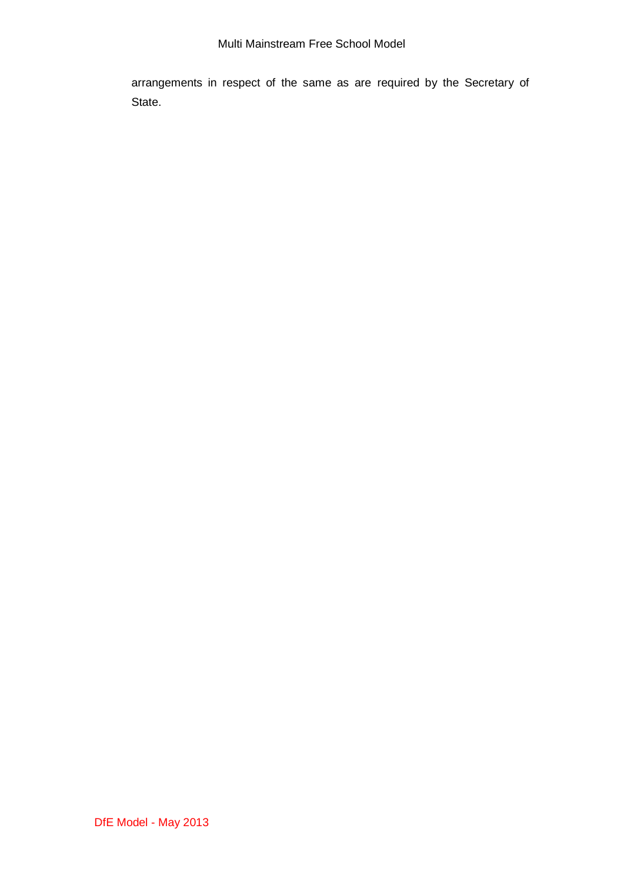arrangements in respect of the same as are required by the Secretary of State.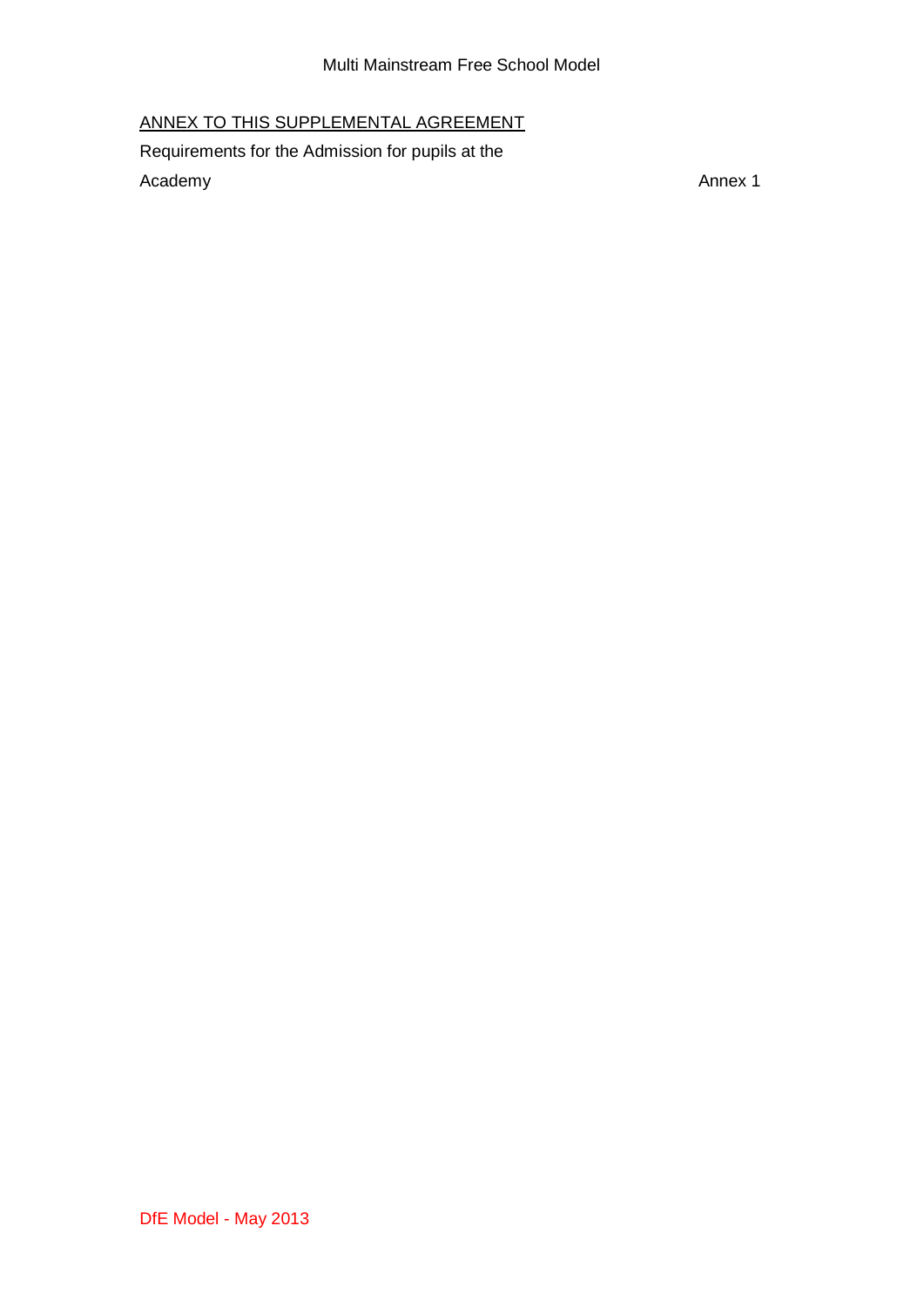<u>ANNEX TO THIS SUPPLEMENTAL AGREEMENT</u>

Requirements for the Admission for pupils at the Academy

Annex 1